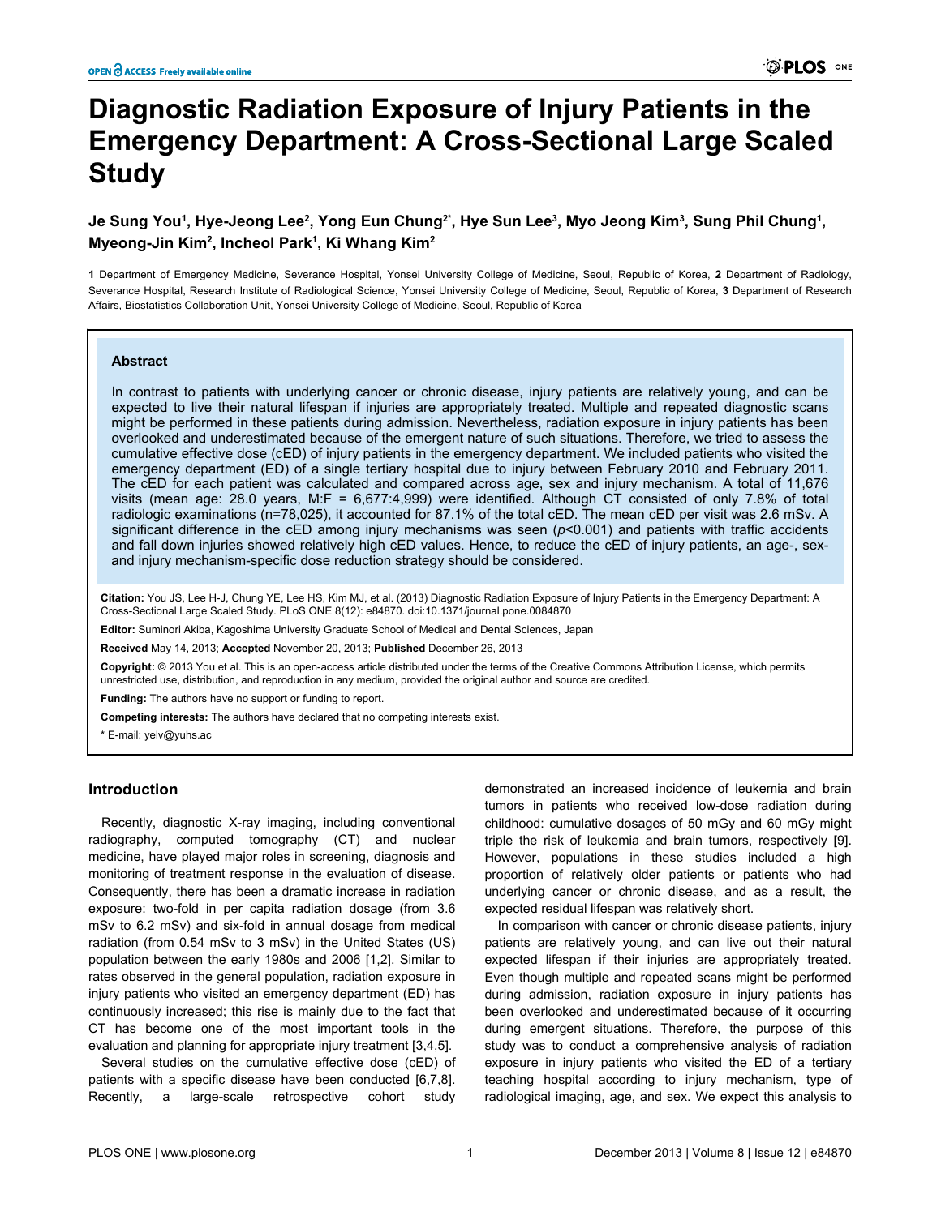# Diagnostic Radiation Exposure of Injury Patients in the Emergency Department: A Cross-Sectional Large Scaled Study

**Je Sung You[1], Hye-Jeong Lee[2], Yong Eun Chung[2*], Hye Sun Lee[3], Myo Jeong Kim[3], Sung Phil Chung[1], Myeong-Jin Kim[2], Incheol Park[1], Ki Whang Kim[2]**

**1** Department of Emergency Medicine, Severance Hospital, Yonsei University College of Medicine, Seoul, Republic of Korea, **2** Department of Radiology, Severance Hospital, Research Institute of Radiological Science, Yonsei University College of Medicine, Seoul, Republic of Korea, **3** Department of Research Affairs, Biostatistics Collaboration Unit, Yonsei University College of Medicine, Seoul, Republic of Korea

## Abstract

In contrast to patients with underlying cancer or chronic disease, injury patients are relatively young, and can be expected to live their natural lifespan if injuries are appropriately treated. Multiple and repeated diagnostic scans might be performed in these patients during admission. Nevertheless, radiation exposure in injury patients has been overlooked and underestimated because of the emergent nature of such situations. Therefore, we tried to assess the cumulative effective dose (cED) of injury patients in the emergency department. We included patients who visited the emergency department (ED) of a single tertiary hospital due to injury between February 2010 and February 2011. The cED for each patient was calculated and compared across age, sex and injury mechanism. A total of 11,676 visits (mean age: 28.0 years, M:F = 6,677:4,999) were identified. Although CT consisted of only 7.8% of total radiologic examinations (n=78,025), it accounted for 87.1% of the total cED. The mean cED per visit was 2.6 mSv. A significant difference in the cED among injury mechanisms was seen ($p<0.001$) and patients with traffic accidents and fall down injuries showed relatively high cED values. Hence, to reduce the cED of injury patients, an age-, sex- and injury mechanism-specific dose reduction strategy should be considered.

**Citation:** You JS, Lee H-J, Chung YE, Lee HS, Kim MJ, et al. (2013) Diagnostic Radiation Exposure of Injury Patients in the Emergency Department: A Cross-Sectional Large Scaled Study. PLoS ONE 8(12): e84870. doi:10.1371/journal.pone.0084870

**Editor:** Suminori Akiba, Kagoshima University Graduate School of Medical and Dental Sciences, Japan

**Received** May 14, 2013; **Accepted** November 20, 2013; **Published** December 26, 2013

**Copyright:** © 2013 You et al. This is an open-access article distributed under the terms of the Creative Commons Attribution License, which permits unrestricted use, distribution, and reproduction in any medium, provided the original author and source are credited.

**Funding:** The authors have no support or funding to report.

**Competing interests:** The authors have declared that no competing interests exist.

\* E-mail: yelv@yuhs.ac

## Introduction

Recently, diagnostic X-ray imaging, including conventional radiography, computed tomography (CT) and nuclear medicine, have played major roles in screening, diagnosis and monitoring of treatment response in the evaluation of disease. Consequently, there has been a dramatic increase in radiation exposure: two-fold in per capita radiation dosage (from 3.6 mSv to 6.2 mSv) and six-fold in annual dosage from medical radiation (from 0.54 mSv to 3 mSv) in the United States (US) population between the early 1980s and 2006 [1,2]. Similar to rates observed in the general population, radiation exposure in injury patients who visited an emergency department (ED) has continuously increased; this rise is mainly due to the fact that CT has become one of the most important tools in the evaluation and planning for appropriate injury treatment [3,4,5].

Several studies on the cumulative effective dose (cED) of patients with a specific disease have been conducted [6,7,8]. Recently, a large-scale retrospective cohort study demonstrated an increased incidence of leukemia and brain tumors in patients who received low-dose radiation during childhood: cumulative dosages of 50 mGy and 60 mGy might triple the risk of leukemia and brain tumors, respectively [9]. However, populations in these studies included a high proportion of relatively older patients or patients who had underlying cancer or chronic disease, and as a result, the expected residual lifespan was relatively short.

In comparison with cancer or chronic disease patients, injury patients are relatively young, and can live out their natural expected lifespan if their injuries are appropriately treated. Even though multiple and repeated scans might be performed during admission, radiation exposure in injury patients has been overlooked and underestimated because of it occurring during emergent situations. Therefore, the purpose of this study was to conduct a comprehensive analysis of radiation exposure in injury patients who visited the ED of a tertiary teaching hospital according to injury mechanism, type of radiological imaging, age, and sex. We expect this analysis to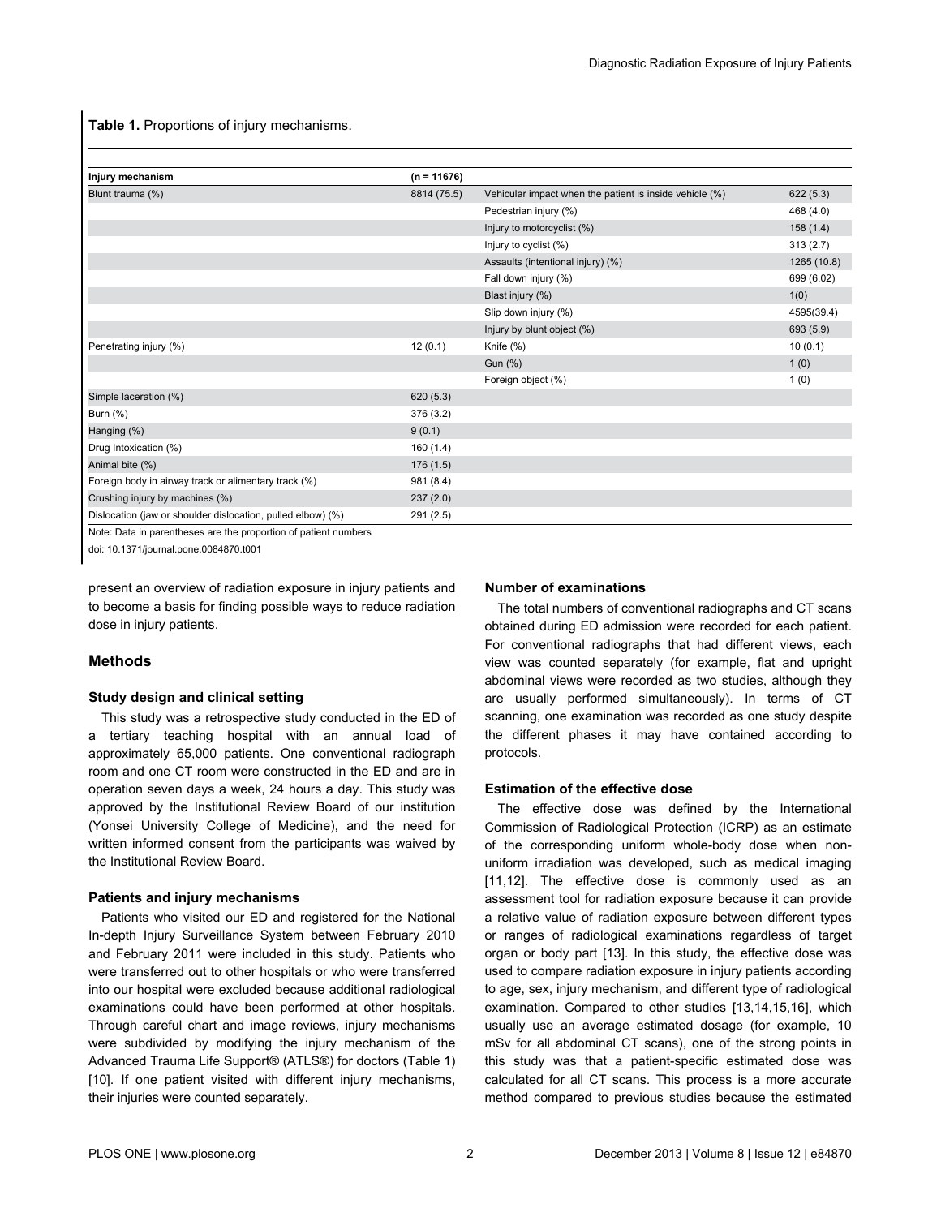**Table 1.** Proportions of injury mechanisms.

| Injury mechanism | (n = 11676) | | |
|---|---|---|---|
| Blunt trauma (%) | 8814 (75.5) | Vehicular impact when the patient is inside vehicle (%) | 622 (5.3) |
| | | Pedestrian injury (%) | 468 (4.0) |
| | | Injury to motorcyclist (%) | 158 (1.4) |
| | | Injury to cyclist (%) | 313 (2.7) |
| | | Assaults (intentional injury) (%) | 1265 (10.8) |
| | | Fall down injury (%) | 699 (6.02) |
| | | Blast injury (%) | 1(0) |
| | | Slip down injury (%) | 4595(39.4) |
| | | Injury by blunt object (%) | 693 (5.9) |
| Penetrating injury (%) | 12 (0.1) | Knife (%) | 10 (0.1) |
| | | Gun (%) | 1 (0) |
| | | Foreign object (%) | 1 (0) |
| Simple laceration (%) | 620 (5.3) | | |
| Burn (%) | 376 (3.2) | | |
| Hanging (%) | 9 (0.1) | | |
| Drug Intoxication (%) | 160 (1.4) | | |
| Animal bite (%) | 176 (1.5) | | |
| Foreign body in airway track or alimentary track (%) | 981 (8.4) | | |
| Crushing injury by machines (%) | 237 (2.0) | | |
| Dislocation (jaw or shoulder dislocation, pulled elbow) (%) | 291 (2.5) | | |

Note: Data in parentheses are the proportion of patient numbers

doi: 10.1371/journal.pone.0084870.t001

present an overview of radiation exposure in injury patients and to become a basis for finding possible ways to reduce radiation dose in injury patients.

## Methods

### Study design and clinical setting

This study was a retrospective study conducted in the ED of a tertiary teaching hospital with an annual load of approximately 65,000 patients. One conventional radiograph room and one CT room were constructed in the ED and are in operation seven days a week, 24 hours a day. This study was approved by the Institutional Review Board of our institution (Yonsei University College of Medicine), and the need for written informed consent from the participants was waived by the Institutional Review Board.

### Patients and injury mechanisms

Patients who visited our ED and registered for the National In-depth Injury Surveillance System between February 2010 and February 2011 were included in this study. Patients who were transferred out to other hospitals or who were transferred into our hospital were excluded because additional radiological examinations could have been performed at other hospitals. Through careful chart and image reviews, injury mechanisms were subdivided by modifying the injury mechanism of the Advanced Trauma Life Support® (ATLS®) for doctors (Table 1) [10]. If one patient visited with different injury mechanisms, their injuries were counted separately.

### Number of examinations

The total numbers of conventional radiographs and CT scans obtained during ED admission were recorded for each patient. For conventional radiographs that had different views, each view was counted separately (for example, flat and upright abdominal views were recorded as two studies, although they are usually performed simultaneously). In terms of CT scanning, one examination was recorded as one study despite the different phases it may have contained according to protocols.

### Estimation of the effective dose

The effective dose was defined by the International Commission of Radiological Protection (ICRP) as an estimate of the corresponding uniform whole-body dose when non-uniform irradiation was developed, such as medical imaging [11,12]. The effective dose is commonly used as an assessment tool for radiation exposure because it can provide a relative value of radiation exposure between different types or ranges of radiological examinations regardless of target organ or body part [13]. In this study, the effective dose was used to compare radiation exposure in injury patients according to age, sex, injury mechanism, and different type of radiological examination. Compared to other studies [13,14,15,16], which usually use an average estimated dosage (for example, 10 mSv for all abdominal CT scans), one of the strong points in this study was that a patient-specific estimated dose was calculated for all CT scans. This process is a more accurate method compared to previous studies because the estimated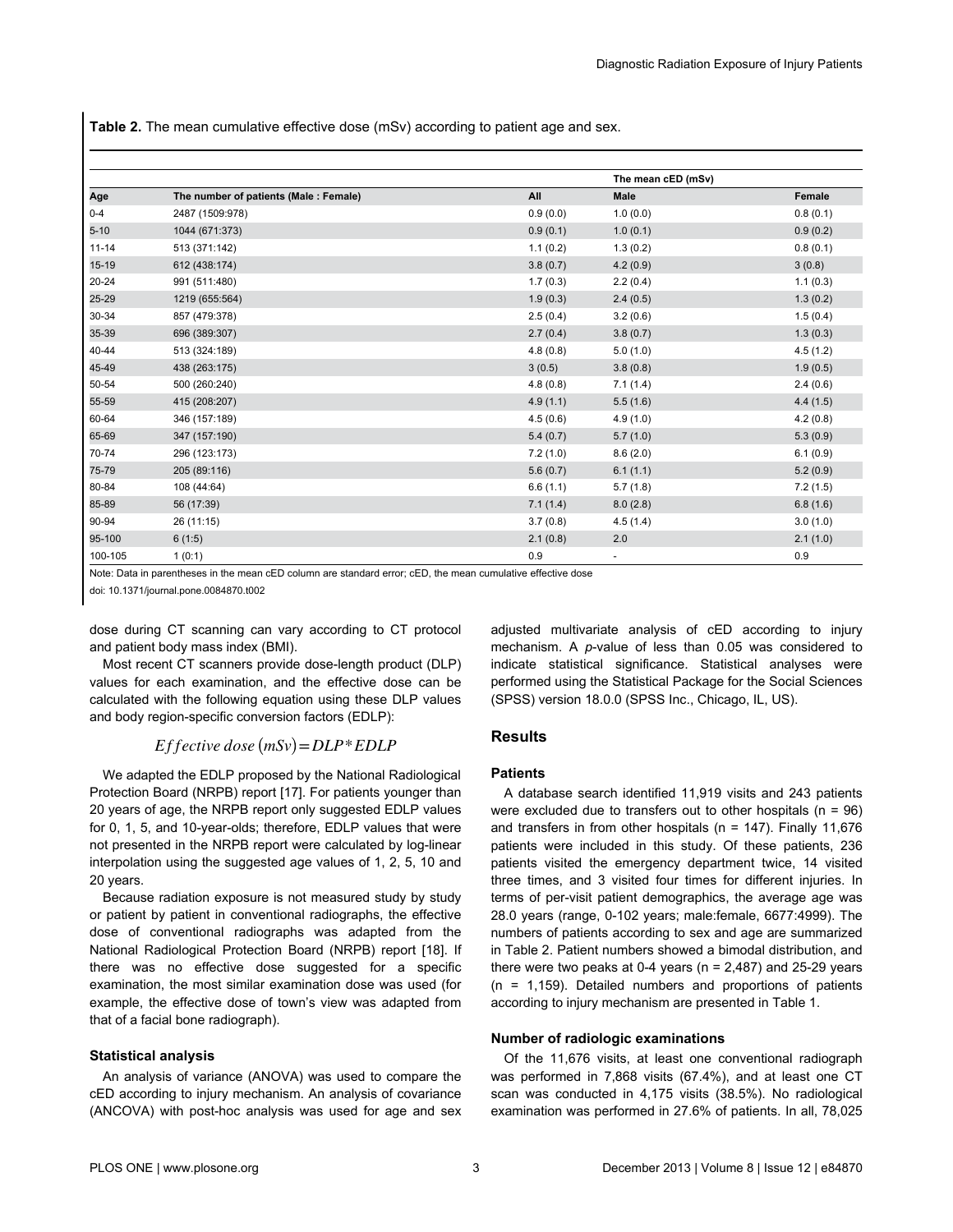**Table 2.** The mean cumulative effective dose (mSv) according to patient age and sex.

| | | The mean cED (mSv) | | |
|---|---|---|---|---|
| Age | The number of patients (Male : Female) | All | Male | Female |
| 0-4 | 2487 (1509:978) | 0.9 (0.0) | 1.0 (0.0) | 0.8 (0.1) |
| 5-10 | 1044 (671:373) | 0.9 (0.1) | 1.0 (0.1) | 0.9 (0.2) |
| 11-14 | 513 (371:142) | 1.1 (0.2) | 1.3 (0.2) | 0.8 (0.1) |
| 15-19 | 612 (438:174) | 3.8 (0.7) | 4.2 (0.9) | 3 (0.8) |
| 20-24 | 991 (511:480) | 1.7 (0.3) | 2.2 (0.4) | 1.1 (0.3) |
| 25-29 | 1219 (655:564) | 1.9 (0.3) | 2.4 (0.5) | 1.3 (0.2) |
| 30-34 | 857 (479:378) | 2.5 (0.4) | 3.2 (0.6) | 1.5 (0.4) |
| 35-39 | 696 (389:307) | 2.7 (0.4) | 3.8 (0.7) | 1.3 (0.3) |
| 40-44 | 513 (324:189) | 4.8 (0.8) | 5.0 (1.0) | 4.5 (1.2) |
| 45-49 | 438 (263:175) | 3 (0.5) | 3.8 (0.8) | 1.9 (0.5) |
| 50-54 | 500 (260:240) | 4.8 (0.8) | 7.1 (1.4) | 2.4 (0.6) |
| 55-59 | 415 (208:207) | 4.9 (1.1) | 5.5 (1.6) | 4.4 (1.5) |
| 60-64 | 346 (157:189) | 4.5 (0.6) | 4.9 (1.0) | 4.2 (0.8) |
| 65-69 | 347 (157:190) | 5.4 (0.7) | 5.7 (1.0) | 5.3 (0.9) |
| 70-74 | 296 (123:173) | 7.2 (1.0) | 8.6 (2.0) | 6.1 (0.9) |
| 75-79 | 205 (89:116) | 5.6 (0.7) | 6.1 (1.1) | 5.2 (0.9) |
| 80-84 | 108 (44:64) | 6.6 (1.1) | 5.7 (1.8) | 7.2 (1.5) |
| 85-89 | 56 (17:39) | 7.1 (1.4) | 8.0 (2.8) | 6.8 (1.6) |
| 90-94 | 26 (11:15) | 3.7 (0.8) | 4.5 (1.4) | 3.0 (1.0) |
| 95-100 | 6 (1:5) | 2.1 (0.8) | 2.0 | 2.1 (1.0) |
| 100-105 | 1 (0:1) | 0.9 | - | 0.9 |

Note: Data in parentheses in the mean cED column are standard error; cED, the mean cumulative effective dose

doi: 10.1371/journal.pone.0084870.t002

dose during CT scanning can vary according to CT protocol and patient body mass index (BMI).

Most recent CT scanners provide dose-length product (DLP) values for each examination, and the effective dose can be calculated with the following equation using these DLP values and body region-specific conversion factors (EDLP):

$$Effective\ dose\ (mSv) = DLP * EDLP$$

We adapted the EDLP proposed by the National Radiological Protection Board (NRPB) report [17]. For patients younger than 20 years of age, the NRPB report only suggested EDLP values for 0, 1, 5, and 10-year-olds; therefore, EDLP values that were not presented in the NRPB report were calculated by log-linear interpolation using the suggested age values of 1, 2, 5, 10 and 20 years.

Because radiation exposure is not measured study by study or patient by patient in conventional radiographs, the effective dose of conventional radiographs was adapted from the National Radiological Protection Board (NRPB) report [18]. If there was no effective dose suggested for a specific examination, the most similar examination dose was used (for example, the effective dose of town's view was adapted from that of a facial bone radiograph).

### Statistical analysis

An analysis of variance (ANOVA) was used to compare the cED according to injury mechanism. An analysis of covariance (ANCOVA) with post-hoc analysis was used for age and sex adjusted multivariate analysis of cED according to injury mechanism. A *p*-value of less than 0.05 was considered to indicate statistical significance. Statistical analyses were performed using the Statistical Package for the Social Sciences (SPSS) version 18.0.0 (SPSS Inc., Chicago, IL, US).

## Results

### Patients

A database search identified 11,919 visits and 243 patients were excluded due to transfers out to other hospitals (n = 96) and transfers in from other hospitals (n = 147). Finally 11,676 patients were included in this study. Of these patients, 236 patients visited the emergency department twice, 14 visited three times, and 3 visited four times for different injuries. In terms of per-visit patient demographics, the average age was 28.0 years (range, 0-102 years; male:female, 6677:4999). The numbers of patients according to sex and age are summarized in Table 2. Patient numbers showed a bimodal distribution, and there were two peaks at 0-4 years (n = 2,487) and 25-29 years (n = 1,159). Detailed numbers and proportions of patients according to injury mechanism are presented in Table 1.

### Number of radiologic examinations

Of the 11,676 visits, at least one conventional radiograph was performed in 7,868 visits (67.4%), and at least one CT scan was conducted in 4,175 visits (38.5%). No radiological examination was performed in 27.6% of patients. In all, 78,025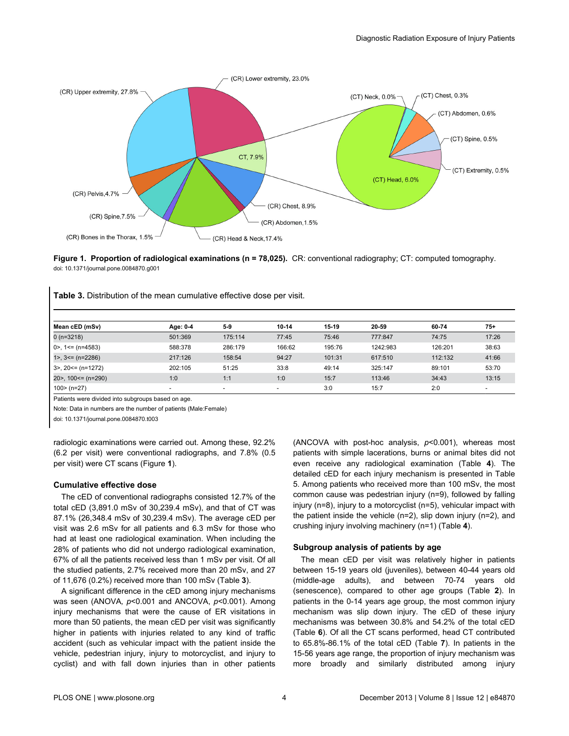**Figure 1. Proportion of radiological examinations (n = 78,025).** CR: conventional radiography; CT: computed tomography.
doi: 10.1371/journal.pone.0084870.g001

**Table 3.** Distribution of the mean cumulative effective dose per visit.

| Mean cED (mSv) | Age: 0-4 | 5-9 | 10-14 | 15-19 | 20-59 | 60-74 | 75+ |
|---|---|---|---|---|---|---|---|
| 0 (n=3218) | 501:369 | 175:114 | 77:45 | 75:46 | 777:847 | 74:75 | 17:26 |
| 0>, 1<= (n=4583) | 588:378 | 286:179 | 166:62 | 195:76 | 1242:983 | 126:201 | 38:63 |
| 1>, 3<= (n=2286) | 217:126 | 158:54 | 94:27 | 101:31 | 617:510 | 112:132 | 41:66 |
| 3>, 20<= (n=1272) | 202:105 | 51:25 | 33:8 | 49:14 | 325:147 | 89:101 | 53:70 |
| 20>, 100<= (n=290) | 1:0 | 1:1 | 1:0 | 15:7 | 113:46 | 34:43 | 13:15 |
| 100> (n=27) | - | - | - | 3:0 | 15:7 | 2:0 | - |

Patients were divided into subgroups based on age.

Note: Data in numbers are the number of patients (Male:Female)

doi: 10.1371/journal.pone.0084870.t003

radiologic examinations were carried out. Among these, 92.2% (6.2 per visit) were conventional radiographs, and 7.8% (0.5 per visit) were CT scans (Figure **1**).

### Cumulative effective dose

The cED of conventional radiographs consisted 12.7% of the total cED (3,891.0 mSv of 30,239.4 mSv), and that of CT was 87.1% (26,348.4 mSv of 30,239.4 mSv). The average cED per visit was 2.6 mSv for all patients and 6.3 mSv for those who had at least one radiological examination. When including the 28% of patients who did not undergo radiological examination, 67% of all the patients received less than 1 mSv per visit. Of all the studied patients, 2.7% received more than 20 mSv, and 27 of 11,676 (0.2%) received more than 100 mSv (Table **3**).

A significant difference in the cED among injury mechanisms was seen (ANOVA, $p$<0.001 and ANCOVA, $p$<0.001). Among injury mechanisms that were the cause of ER visitations in more than 50 patients, the mean cED per visit was significantly higher in patients with injuries related to any kind of traffic accident (such as vehicular impact with the patient inside the vehicle, pedestrian injury, injury to motorcyclist, and injury to cyclist) and with fall down injuries than in other patients (ANCOVA with post-hoc analysis, $p$<0.001), whereas most patients with simple lacerations, burns or animal bites did not even receive any radiological examination (Table **4**). The detailed cED for each injury mechanism is presented in Table 5. Among patients who received more than 100 mSv, the most common cause was pedestrian injury (n=9), followed by falling injury (n=8), injury to a motorcyclist (n=5), vehicular impact with the patient inside the vehicle (n=2), slip down injury (n=2), and crushing injury involving machinery (n=1) (Table **4**).

### Subgroup analysis of patients by age

The mean cED per visit was relatively higher in patients between 15-19 years old (juveniles), between 40-44 years old (middle-age adults), and between 70-74 years old (senescence), compared to other age groups (Table **2**). In patients in the 0-14 years age group, the most common injury mechanism was slip down injury. The cED of these injury mechanisms was between 30.8% and 54.2% of the total cED (Table **6**). Of all the CT scans performed, head CT contributed to 65.8%-86.1% of the total cED (Table **7**). In patients in the 15-56 years age range, the proportion of injury mechanism was more broadly and similarly distributed among injury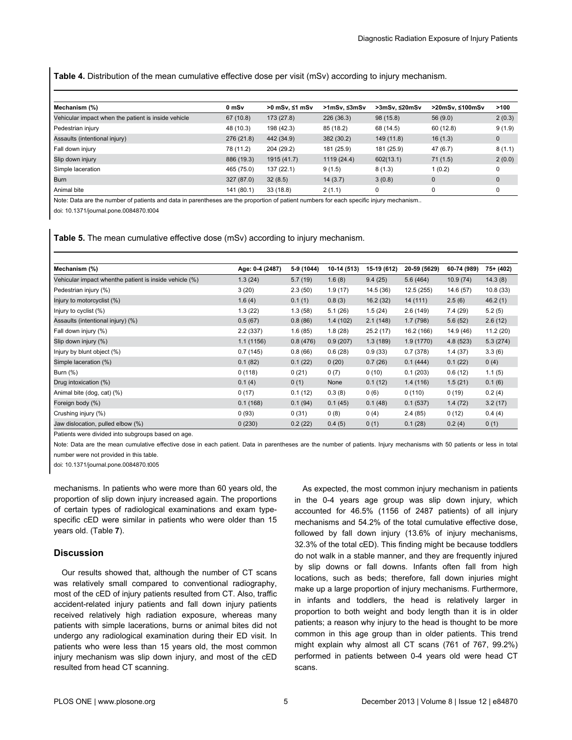**Table 4.** Distribution of the mean cumulative effective dose per visit (mSv) according to injury mechanism.

| Mechanism (%) | 0 mSv | >0 mSv, ≤1 mSv | >1mSv, ≤3mSv | >3mSv, ≤20mSv | >20mSv, ≤100mSv | >100 |
|---|---|---|---|---|---|---|
| Vehicular impact when the patient is inside vehicle | 67 (10.8) | 173 (27.8) | 226 (36.3) | 98 (15.8) | 56 (9.0) | 2 (0.3) |
| Pedestrian injury | 48 (10.3) | 198 (42.3) | 85 (18.2) | 68 (14.5) | 60 (12.8) | 9 (1.9) |
| Assaults (intentional injury) | 276 (21.8) | 442 (34.9) | 382 (30.2) | 149 (11.8) | 16 (1.3) | 0 |
| Fall down injury | 78 (11.2) | 204 (29.2) | 181 (25.9) | 181 (25.9) | 47 (6.7) | 8 (1.1) |
| Slip down injury | 886 (19.3) | 1915 (41.7) | 1119 (24.4) | 602(13.1) | 71 (1.5) | 2 (0.0) |
| Simple laceration | 465 (75.0) | 137 (22.1) | 9 (1.5) | 8 (1.3) | 1 (0.2) | 0 |
| Burn | 327 (87.0) | 32 (8.5) | 14 (3.7) | 3 (0.8) | 0 | 0 |
| Animal bite | 141 (80.1) | 33 (18.8) | 2 (1.1) | 0 | 0 | 0 |

Note: Data are the number of patients and data in parentheses are the proportion of patient numbers for each specific injury mechanism..

doi: 10.1371/journal.pone.0084870.t004

**Table 5.** The mean cumulative effective dose (mSv) according to injury mechanism.

| Mechanism (%) | Age: 0-4 (2487) | 5-9 (1044) | 10-14 (513) | 15-19 (612) | 20-59 (5629) | 60-74 (989) | 75+ (402) |
|---|---|---|---|---|---|---|---|
| Vehicular impact whenthe patient is inside vehicle (%) | 1.3 (24) | 5.7 (19) | 1.6 (8) | 9.4 (25) | 5.6 (464) | 10.9 (74) | 14.3 (8) |
| Pedestrian injury (%) | 3 (20) | 2.3 (50) | 1.9 (17) | 14.5 (36) | 12.5 (255) | 14.6 (57) | 10.8 (33) |
| Injury to motorcyclist (%) | 1.6 (4) | 0.1 (1) | 0.8 (3) | 16.2 (32) | 14 (111) | 2.5 (6) | 46.2 (1) |
| Injury to cyclist (%) | 1.3 (22) | 1.3 (58) | 5.1 (26) | 1.5 (24) | 2.6 (149) | 7.4 (29) | 5.2 (5) |
| Assaults (intentional injury) (%) | 0.5 (67) | 0.8 (86) | 1.4 (102) | 2.1 (148) | 1.7 (798) | 5.6 (52) | 2.6 (12) |
| Fall down injury (%) | 2.2 (337) | 1.6 (85) | 1.8 (28) | 25.2 (17) | 16.2 (166) | 14.9 (46) | 11.2 (20) |
| Slip down injury (%) | 1.1 (1156) | 0.8 (476) | 0.9 (207) | 1.3 (189) | 1.9 (1770) | 4.8 (523) | 5.3 (274) |
| Injury by blunt object (%) | 0.7 (145) | 0.8 (66) | 0.6 (28) | 0.9 (33) | 0.7 (378) | 1.4 (37) | 3.3 (6) |
| Simple laceration (%) | 0.1 (82) | 0.1 (22) | 0 (20) | 0.7 (26) | 0.1 (444) | 0.1 (22) | 0 (4) |
| Burn (%) | 0 (118) | 0 (21) | 0 (7) | 0 (10) | 0.1 (203) | 0.6 (12) | 1.1 (5) |
| Drug intoxication (%) | 0.1 (4) | 0 (1) | None | 0.1 (12) | 1.4 (116) | 1.5 (21) | 0.1 (6) |
| Animal bite (dog, cat) (%) | 0 (17) | 0.1 (12) | 0.3 (8) | 0 (6) | 0 (110) | 0 (19) | 0.2 (4) |
| Foreign body (%) | 0.1 (168) | 0.1 (94) | 0.1 (45) | 0.1 (48) | 0.1 (537) | 1.4 (72) | 3.2 (17) |
| Crushing injury (%) | 0 (93) | 0 (31) | 0 (8) | 0 (4) | 2.4 (85) | 0 (12) | 0.4 (4) |
| Jaw dislocation, pulled elbow (%) | 0 (230) | 0.2 (22) | 0.4 (5) | 0 (1) | 0.1 (28) | 0.2 (4) | 0 (1) |

Patients were divided into subgroups based on age.

Note: Data are the mean cumulative effective dose in each patient. Data in parentheses are the number of patients. Injury mechanisms with 50 patients or less in total number were not provided in this table.

doi: 10.1371/journal.pone.0084870.t005

mechanisms. In patients who were more than 60 years old, the proportion of slip down injury increased again. The proportions of certain types of radiological examinations and exam type-specific cED were similar in patients who were older than 15 years old. (Table **7**).

## Discussion

Our results showed that, although the number of CT scans was relatively small compared to conventional radiography, most of the cED of injury patients resulted from CT. Also, traffic accident-related injury patients and fall down injury patients received relatively high radiation exposure, whereas many patients with simple lacerations, burns or animal bites did not undergo any radiological examination during their ED visit. In patients who were less than 15 years old, the most common injury mechanism was slip down injury, and most of the cED resulted from head CT scanning.

As expected, the most common injury mechanism in patients in the 0-4 years age group was slip down injury, which accounted for 46.5% (1156 of 2487 patients) of all injury mechanisms and 54.2% of the total cumulative effective dose, followed by fall down injury (13.6% of injury mechanisms, 32.3% of the total cED). This finding might be because toddlers do not walk in a stable manner, and they are frequently injured by slip downs or fall downs. Infants often fall from high locations, such as beds; therefore, fall down injuries might make up a large proportion of injury mechanisms. Furthermore, in infants and toddlers, the head is relatively larger in proportion to both weight and body length than it is in older patients; a reason why injury to the head is thought to be more common in this age group than in older patients. This trend might explain why almost all CT scans (761 of 767, 99.2%) performed in patients between 0-4 years old were head CT scans.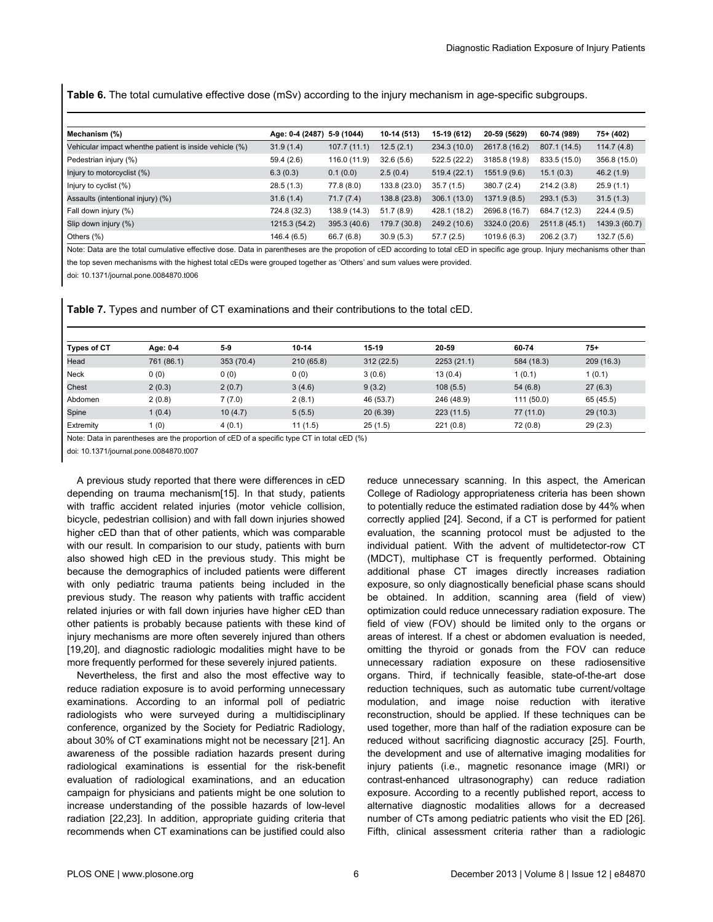**Table 6.** The total cumulative effective dose (mSv) according to the injury mechanism in age-specific subgroups.

| Mechanism (%) | Age: 0-4 (2487) | 5-9 (1044) | 10-14 (513) | 15-19 (612) | 20-59 (5629) | 60-74 (989) | 75+ (402) |
|---|---|---|---|---|---|---|---|
| Vehicular impact whenthe patient is inside vehicle (%) | 31.9 (1.4) | 107.7 (11.1) | 12.5 (2.1) | 234.3 (10.0) | 2617.8 (16.2) | 807.1 (14.5) | 114.7 (4.8) |
| Pedestrian injury (%) | 59.4 (2.6) | 116.0 (11.9) | 32.6 (5.6) | 522.5 (22.2) | 3185.8 (19.8) | 833.5 (15.0) | 356.8 (15.0) |
| Injury to motorcyclist (%) | 6.3 (0.3) | 0.1 (0.0) | 2.5 (0.4) | 519.4 (22.1) | 1551.9 (9.6) | 15.1 (0.3) | 46.2 (1.9) |
| Injury to cyclist (%) | 28.5 (1.3) | 77.8 (8.0) | 133.8 (23.0) | 35.7 (1.5) | 380.7 (2.4) | 214.2 (3.8) | 25.9 (1.1) |
| Assaults (intentional injury) (%) | 31.6 (1.4) | 71.7 (7.4) | 138.8 (23.8) | 306.1 (13.0) | 1371.9 (8.5) | 293.1 (5.3) | 31.5 (1.3) |
| Fall down injury (%) | 724.8 (32.3) | 138.9 (14.3) | 51.7 (8.9) | 428.1 (18.2) | 2696.8 (16.7) | 684.7 (12.3) | 224.4 (9.5) |
| Slip down injury (%) | 1215.3 (54.2) | 395.3 (40.6) | 179.7 (30.8) | 249.2 (10.6) | 3324.0 (20.6) | 2511.8 (45.1) | 1439.3 (60.7) |
| Others (%) | 146.4 (6.5) | 66.7 (6.8) | 30.9 (5.3) | 57.7 (2.5) | 1019.6 (6.3) | 206.2 (3.7) | 132.7 (5.6) |

Note: Data are the total cumulative effective dose. Data in parentheses are the propotion of cED according to total cED in specific age group. Injury mechanisms other than the top seven mechanisms with the highest total cEDs were grouped together as 'Others' and sum values were provided.

doi: 10.1371/journal.pone.0084870.t006

**Table 7.** Types and number of CT examinations and their contributions to the total cED.

| Types of CT | Age: 0-4 | 5-9 | 10-14 | 15-19 | 20-59 | 60-74 | 75+ |
|---|---|---|---|---|---|---|---|
| Head | 761 (86.1) | 353 (70.4) | 210 (65.8) | 312 (22.5) | 2253 (21.1) | 584 (18.3) | 209 (16.3) |
| Neck | 0 (0) | 0 (0) | 0 (0) | 3 (0.6) | 13 (0.4) | 1 (0.1) | 1 (0.1) |
| Chest | 2 (0.3) | 2 (0.7) | 3 (4.6) | 9 (3.2) | 108 (5.5) | 54 (6.8) | 27 (6.3) |
| Abdomen | 2 (0.8) | 7 (7.0) | 2 (8.1) | 46 (53.7) | 246 (48.9) | 111 (50.0) | 65 (45.5) |
| Spine | 1 (0.4) | 10 (4.7) | 5 (5.5) | 20 (6.39) | 223 (11.5) | 77 (11.0) | 29 (10.3) |
| Extremity | 1 (0) | 4 (0.1) | 11 (1.5) | 25 (1.5) | 221 (0.8) | 72 (0.8) | 29 (2.3) |

Note: Data in parentheses are the proportion of cED of a specific type CT in total cED (%)

doi: 10.1371/journal.pone.0084870.t007

A previous study reported that there were differences in cED depending on trauma mechanism[15]. In that study, patients with traffic accident related injuries (motor vehicle collision, bicycle, pedestrian collision) and with fall down injuries showed higher cED than that of other patients, which was comparable with our result. In comparision to our study, patients with burn also showed high cED in the previous study. This might be because the demographics of included patients were different with only pediatric trauma patients being included in the previous study. The reason why patients with traffic accident related injuries or with fall down injuries have higher cED than other patients is probably because patients with these kind of injury mechanisms are more often severely injured than others [19,20], and diagnostic radiologic modalities might have to be more frequently performed for these severely injured patients.

Nevertheless, the first and also the most effective way to reduce radiation exposure is to avoid performing unnecessary examinations. According to an informal poll of pediatric radiologists who were surveyed during a multidisciplinary conference, organized by the Society for Pediatric Radiology, about 30% of CT examinations might not be necessary [21]. An awareness of the possible radiation hazards present during radiological examinations is essential for the risk-benefit evaluation of radiological examinations, and an education campaign for physicians and patients might be one solution to increase understanding of the possible hazards of low-level radiation [22,23]. In addition, appropriate guiding criteria that recommends when CT examinations can be justified could also reduce unnecessary scanning. In this aspect, the American College of Radiology appropriateness criteria has been shown to potentially reduce the estimated radiation dose by 44% when correctly applied [24]. Second, if a CT is performed for patient evaluation, the scanning protocol must be adjusted to the individual patient. With the advent of multidetector-row CT (MDCT), multiphase CT is frequently performed. Obtaining additional phase CT images directly increases radiation exposure, so only diagnostically beneficial phase scans should be obtained. In addition, scanning area (field of view) optimization could reduce unnecessary radiation exposure. The field of view (FOV) should be limited only to the organs or areas of interest. If a chest or abdomen evaluation is needed, omitting the thyroid or gonads from the FOV can reduce unnecessary radiation exposure on these radiosensitive organs. Third, if technically feasible, state-of-the-art dose reduction techniques, such as automatic tube current/voltage modulation, and image noise reduction with iterative reconstruction, should be applied. If these techniques can be used together, more than half of the radiation exposure can be reduced without sacrificing diagnostic accuracy [25]. Fourth, the development and use of alternative imaging modalities for injury patients (i.e., magnetic resonance image (MRI) or contrast-enhanced ultrasonography) can reduce radiation exposure. According to a recently published report, access to alternative diagnostic modalities allows for a decreased number of CTs among pediatric patients who visit the ED [26]. Fifth, clinical assessment criteria rather than a radiologic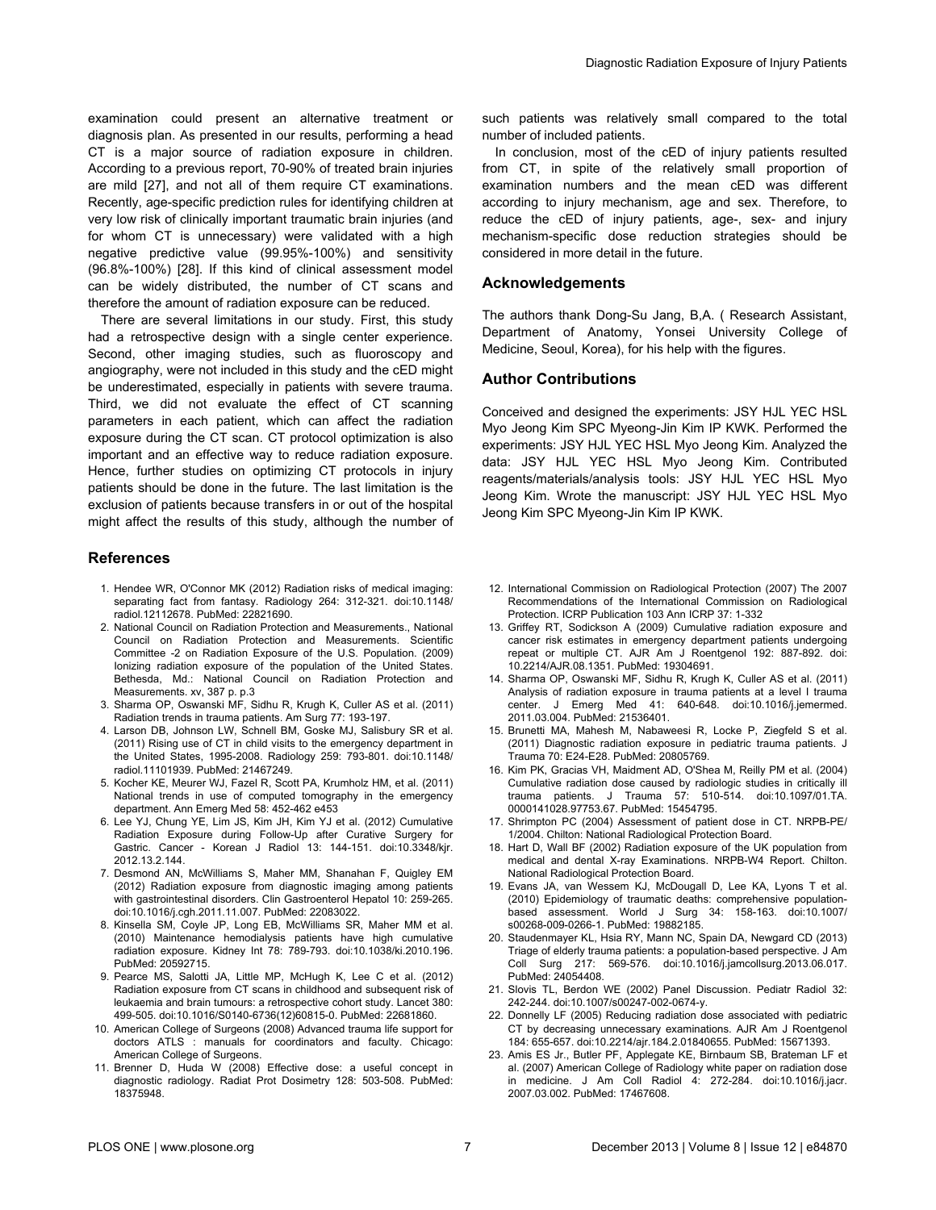examination could present an alternative treatment or diagnosis plan. As presented in our results, performing a head CT is a major source of radiation exposure in children. According to a previous report, 70-90% of treated brain injuries are mild [27], and not all of them require CT examinations. Recently, age-specific prediction rules for identifying children at very low risk of clinically important traumatic brain injuries (and for whom CT is unnecessary) were validated with a high negative predictive value (99.95%-100%) and sensitivity (96.8%-100%) [28]. If this kind of clinical assessment model can be widely distributed, the number of CT scans and therefore the amount of radiation exposure can be reduced.

There are several limitations in our study. First, this study had a retrospective design with a single center experience. Second, other imaging studies, such as fluoroscopy and angiography, were not included in this study and the cED might be underestimated, especially in patients with severe trauma. Third, we did not evaluate the effect of CT scanning parameters in each patient, which can affect the radiation exposure during the CT scan. CT protocol optimization is also important and an effective way to reduce radiation exposure. Hence, further studies on optimizing CT protocols in injury patients should be done in the future. The last limitation is the exclusion of patients because transfers in or out of the hospital might affect the results of this study, although the number of such patients was relatively small compared to the total number of included patients.

In conclusion, most of the cED of injury patients resulted from CT, in spite of the relatively small proportion of examination numbers and the mean cED was different according to injury mechanism, age and sex. Therefore, to reduce the cED of injury patients, age-, sex- and injury mechanism-specific dose reduction strategies should be considered in more detail in the future.

## Acknowledgements

The authors thank Dong-Su Jang, B,A. ( Research Assistant, Department of Anatomy, Yonsei University College of Medicine, Seoul, Korea), for his help with the figures.

## Author Contributions

Conceived and designed the experiments: JSY HJL YEC HSL Myo Jeong Kim SPC Myeong-Jin Kim IP KWK. Performed the experiments: JSY HJL YEC HSL Myo Jeong Kim. Analyzed the data: JSY HJL YEC HSL Myo Jeong Kim. Contributed reagents/materials/analysis tools: JSY HJL YEC HSL Myo Jeong Kim. Wrote the manuscript: JSY HJL YEC HSL Myo Jeong Kim SPC Myeong-Jin Kim IP KWK.

## References

1. Hendee WR, O'Connor MK (2012) Radiation risks of medical imaging: separating fact from fantasy. Radiology 264: 312-321. doi:10.1148/radiol.12112678. PubMed: 22821690.
2. National Council on Radiation Protection and Measurements., National Council on Radiation Protection and Measurements. Scientific Committee -2 on Radiation Exposure of the U.S. Population. (2009) Ionizing radiation exposure of the population of the United States. Bethesda, Md.: National Council on Radiation Protection and Measurements. xv, 387 p. p.3
3. Sharma OP, Oswanski MF, Sidhu R, Krugh K, Culler AS et al. (2011) Radiation trends in trauma patients. Am Surg 77: 193-197.
4. Larson DB, Johnson LW, Schnell BM, Goske MJ, Salisbury SR et al. (2011) Rising use of CT in child visits to the emergency department in the United States, 1995-2008. Radiology 259: 793-801. doi:10.1148/radiol.11101939. PubMed: 21467249.
5. Kocher KE, Meurer WJ, Fazel R, Scott PA, Krumholz HM, et al. (2011) National trends in use of computed tomography in the emergency department. Ann Emerg Med 58: 452-462 e453
6. Lee YJ, Chung YE, Lim JS, Kim JH, Kim YJ et al. (2012) Cumulative Radiation Exposure during Follow-Up after Curative Surgery for Gastric. Cancer - Korean J Radiol 13: 144-151. doi:10.3348/kjr.2012.13.2.144.
7. Desmond AN, McWilliams S, Maher MM, Shanahan F, Quigley EM (2012) Radiation exposure from diagnostic imaging among patients with gastrointestinal disorders. Clin Gastroenterol Hepatol 10: 259-265. doi:10.1016/j.cgh.2011.11.007. PubMed: 22083022.
8. Kinsella SM, Coyle JP, Long EB, McWilliams SR, Maher MM et al. (2010) Maintenance hemodialysis patients have high cumulative radiation exposure. Kidney Int 78: 789-793. doi:10.1038/ki.2010.196. PubMed: 20592715.
9. Pearce MS, Salotti JA, Little MP, McHugh K, Lee C et al. (2012) Radiation exposure from CT scans in childhood and subsequent risk of leukaemia and brain tumours: a retrospective cohort study. Lancet 380: 499-505. doi:10.1016/S0140-6736(12)60815-0. PubMed: 22681860.
10. American College of Surgeons (2008) Advanced trauma life support for doctors ATLS : manuals for coordinators and faculty. Chicago: American College of Surgeons.
11. Brenner D, Huda W (2008) Effective dose: a useful concept in diagnostic radiology. Radiat Prot Dosimetry 128: 503-508. PubMed: 18375948.
12. International Commission on Radiological Protection (2007) The 2007 Recommendations of the International Commission on Radiological Protection. ICRP Publication 103 Ann ICRP 37: 1-332
13. Griffey RT, Sodickson A (2009) Cumulative radiation exposure and cancer risk estimates in emergency department patients undergoing repeat or multiple CT. AJR Am J Roentgenol 192: 887-892. doi:10.2214/AJR.08.1351. PubMed: 19304691.
14. Sharma OP, Oswanski MF, Sidhu R, Krugh K, Culler AS et al. (2011) Analysis of radiation exposure in trauma patients at a level I trauma center. J Emerg Med 41: 640-648. doi:10.1016/j.jemermed.2011.03.004. PubMed: 21536401.
15. Brunetti MA, Mahesh M, Nabaweesi R, Locke P, Ziegfeld S et al. (2011) Diagnostic radiation exposure in pediatric trauma patients. J Trauma 70: E24-E28. PubMed: 20805769.
16. Kim PK, Gracias VH, Maidment AD, O'Shea M, Reilly PM et al. (2004) Cumulative radiation dose caused by radiologic studies in critically ill trauma patients. J Trauma 57: 510-514. doi:10.1097/01.TA.0000141028.97753.67. PubMed: 15454795.
17. Shrimpton PC (2004) Assessment of patient dose in CT. NRPB-PE/1/2004. Chilton: National Radiological Protection Board.
18. Hart D, Wall BF (2002) Radiation exposure of the UK population from medical and dental X-ray Examinations. NRPB-W4 Report. Chilton. National Radiological Protection Board.
19. Evans JA, van Wessem KJ, McDougall D, Lee KA, Lyons T et al. (2010) Epidemiology of traumatic deaths: comprehensive population-based assessment. World J Surg 34: 158-163. doi:10.1007/s00268-009-0266-1. PubMed: 19882185.
20. Staudenmayer KL, Hsia RY, Mann NC, Spain DA, Newgard CD (2013) Triage of elderly trauma patients: a population-based perspective. J Am Coll Surg 217: 569-576. doi:10.1016/j.jamcollsurg.2013.06.017. PubMed: 24054408.
21. Slovis TL, Berdon WE (2002) Panel Discussion. Pediatr Radiol 32: 242-244. doi:10.1007/s00247-002-0674-y.
22. Donnelly LF (2005) Reducing radiation dose associated with pediatric CT by decreasing unnecessary examinations. AJR Am J Roentgenol 184: 655-657. doi:10.2214/ajr.184.2.01840655. PubMed: 15671393.
23. Amis ES Jr., Butler PF, Applegate KE, Birnbaum SB, Brateman LF et al. (2007) American College of Radiology white paper on radiation dose in medicine. J Am Coll Radiol 4: 272-284. doi:10.1016/j.jacr.2007.03.002. PubMed: 17467608.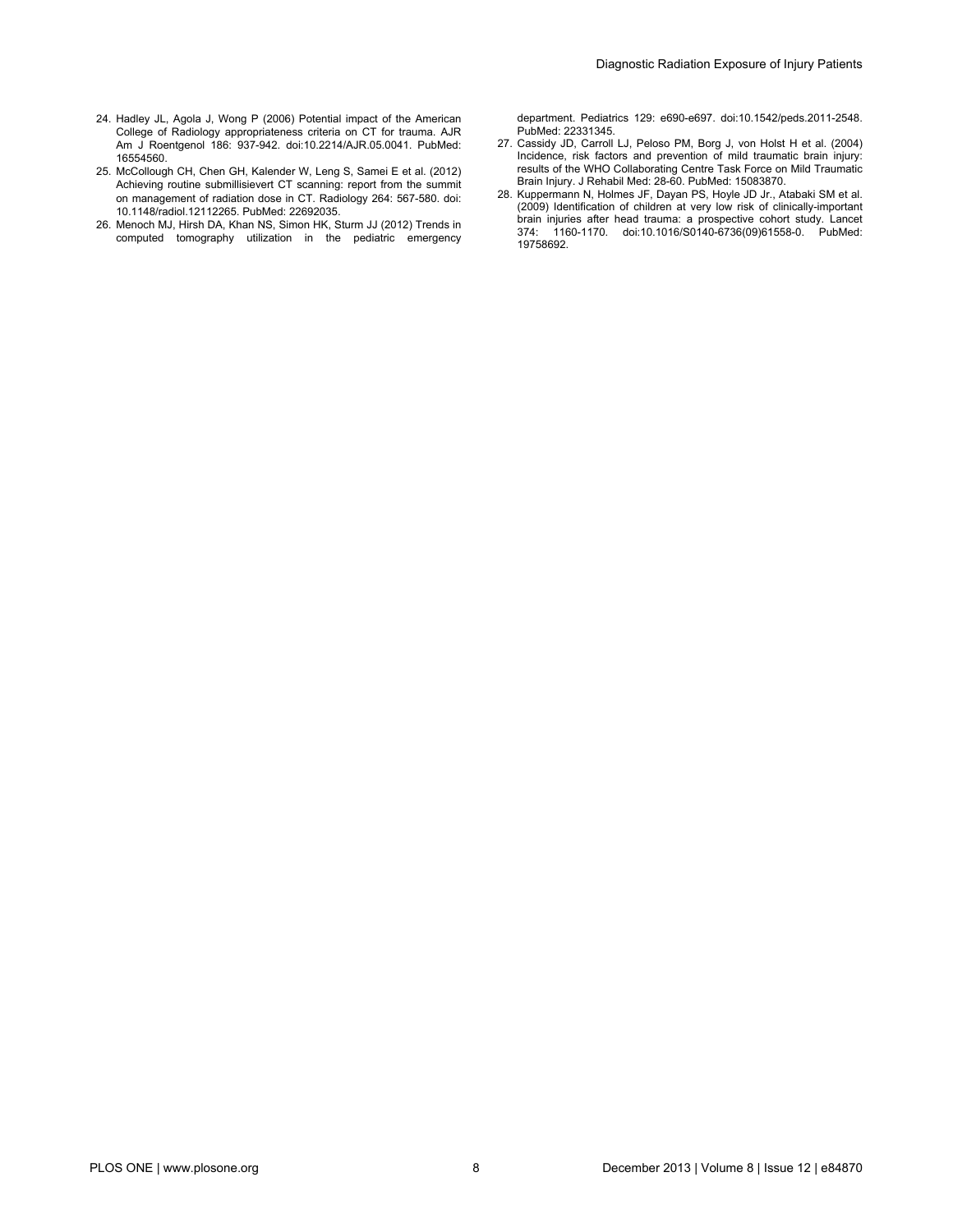24. Hadley JL, Agola J, Wong P (2006) Potential impact of the American College of Radiology appropriateness criteria on CT for trauma. AJR Am J Roentgenol 186: 937-942. doi:10.2214/AJR.05.0041. PubMed: 16554560.
25. McCollough CH, Chen GH, Kalender W, Leng S, Samei E et al. (2012) Achieving routine submillisievert CT scanning: report from the summit on management of radiation dose in CT. Radiology 264: 567-580. doi: 10.1148/radiol.12112265. PubMed: 22692035.
26. Menoch MJ, Hirsh DA, Khan NS, Simon HK, Sturm JJ (2012) Trends in computed tomography utilization in the pediatric emergency department. Pediatrics 129: e690-e697. doi:10.1542/peds.2011-2548. PubMed: 22331345.
27. Cassidy JD, Carroll LJ, Peloso PM, Borg J, von Holst H et al. (2004) Incidence, risk factors and prevention of mild traumatic brain injury: results of the WHO Collaborating Centre Task Force on Mild Traumatic Brain Injury. J Rehabil Med: 28-60. PubMed: 15083870.
28. Kuppermann N, Holmes JF, Dayan PS, Hoyle JD Jr., Atabaki SM et al. (2009) Identification of children at very low risk of clinically-important brain injuries after head trauma: a prospective cohort study. Lancet 374: 1160-1170. doi:10.1016/S0140-6736(09)61558-0. PubMed: 19758692.